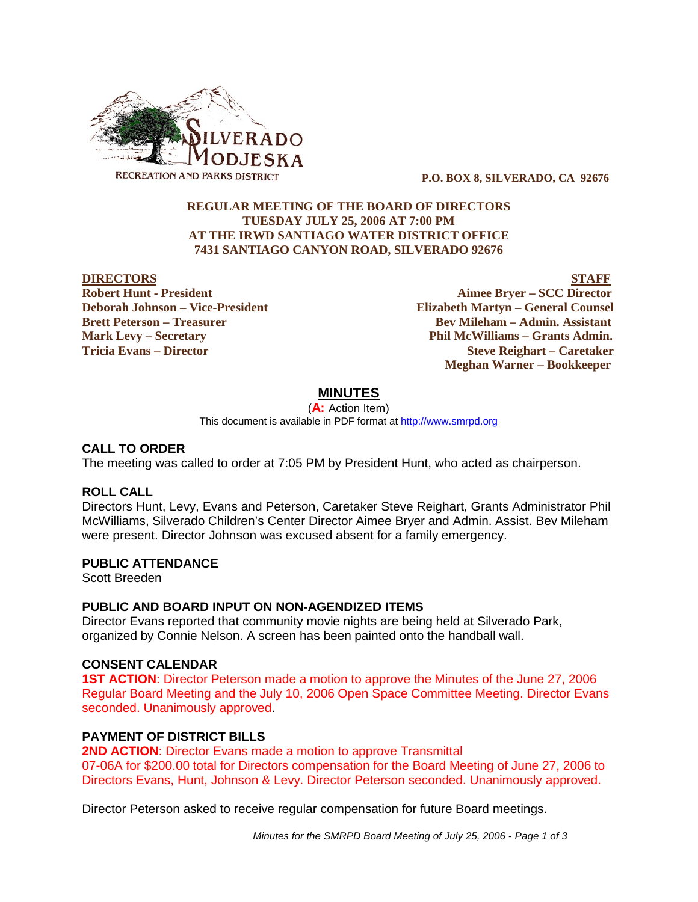SILVERADO MODJESKA
RECREATION AND PARKS DISTRICT

**P.O. BOX 8, SILVERADO, CA 92676**

**REGULAR MEETING OF THE BOARD OF DIRECTORS**
**TUESDAY JULY 25, 2006 AT 7:00 PM**
**AT THE IRWD SANTIAGO WATER DISTRICT OFFICE**
**7431 SANTIAGO CANYON ROAD, SILVERADO 92676**

| DIRECTORS | STAFF |
|---|---|
| **Robert Hunt - President** | **Aimee Bryer – SCC Director** |
| **Deborah Johnson – Vice-President** | **Elizabeth Martyn – General Counsel** |
| **Brett Peterson – Treasurer** | **Bev Mileham – Admin. Assistant** |
| **Mark Levy – Secretary** | **Phil McWilliams – Grants Admin.** |
| **Tricia Evans – Director** | **Steve Reighart – Caretaker** |
| | **Meghan Warner – Bookkeeper** |

# MINUTES

(**A:** Action Item)

This document is available in PDF format at http://www.smrpd.org

## CALL TO ORDER

The meeting was called to order at 7:05 PM by President Hunt, who acted as chairperson.

## ROLL CALL

Directors Hunt, Levy, Evans and Peterson, Caretaker Steve Reighart, Grants Administrator Phil McWilliams, Silverado Children's Center Director Aimee Bryer and Admin. Assist. Bev Mileham were present. Director Johnson was excused absent for a family emergency.

## PUBLIC ATTENDANCE

Scott Breeden

## PUBLIC AND BOARD INPUT ON NON-AGENDIZED ITEMS

Director Evans reported that community movie nights are being held at Silverado Park, organized by Connie Nelson. A screen has been painted onto the handball wall.

## CONSENT CALENDAR

**1ST ACTION**: Director Peterson made a motion to approve the Minutes of the June 27, 2006 Regular Board Meeting and the July 10, 2006 Open Space Committee Meeting. Director Evans seconded. Unanimously approved.

## PAYMENT OF DISTRICT BILLS

**2ND ACTION**: Director Evans made a motion to approve Transmittal 07-06A for $200.00 total for Directors compensation for the Board Meeting of June 27, 2006 to Directors Evans, Hunt, Johnson & Levy. Director Peterson seconded. Unanimously approved.

Director Peterson asked to receive regular compensation for future Board meetings.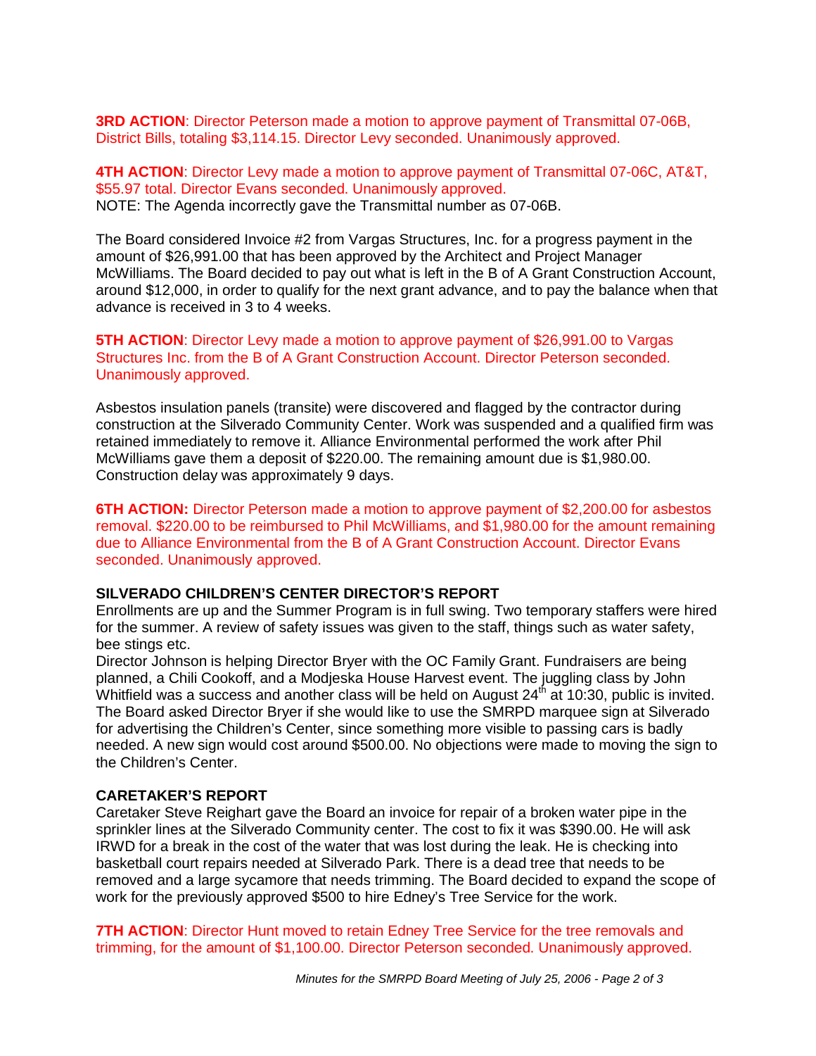**3RD ACTION**: Director Peterson made a motion to approve payment of Transmittal 07-06B, District Bills, totaling $3,114.15. Director Levy seconded. Unanimously approved.

**4TH ACTION**: Director Levy made a motion to approve payment of Transmittal 07-06C, AT&T, $55.97 total. Director Evans seconded. Unanimously approved.
NOTE: The Agenda incorrectly gave the Transmittal number as 07-06B.

The Board considered Invoice #2 from Vargas Structures, Inc. for a progress payment in the amount of $26,991.00 that has been approved by the Architect and Project Manager McWilliams. The Board decided to pay out what is left in the B of A Grant Construction Account, around $12,000, in order to qualify for the next grant advance, and to pay the balance when that advance is received in 3 to 4 weeks.

**5TH ACTION**: Director Levy made a motion to approve payment of $26,991.00 to Vargas Structures Inc. from the B of A Grant Construction Account. Director Peterson seconded. Unanimously approved.

Asbestos insulation panels (transite) were discovered and flagged by the contractor during construction at the Silverado Community Center. Work was suspended and a qualified firm was retained immediately to remove it. Alliance Environmental performed the work after Phil McWilliams gave them a deposit of $220.00. The remaining amount due is $1,980.00. Construction delay was approximately 9 days.

**6TH ACTION:** Director Peterson made a motion to approve payment of $2,200.00 for asbestos removal. $220.00 to be reimbursed to Phil McWilliams, and $1,980.00 for the amount remaining due to Alliance Environmental from the B of A Grant Construction Account. Director Evans seconded. Unanimously approved.

**SILVERADO CHILDREN'S CENTER DIRECTOR'S REPORT**
Enrollments are up and the Summer Program is in full swing. Two temporary staffers were hired for the summer. A review of safety issues was given to the staff, things such as water safety, bee stings etc.
Director Johnson is helping Director Bryer with the OC Family Grant. Fundraisers are being planned, a Chili Cookoff, and a Modjeska House Harvest event. The juggling class by John Whitfield was a success and another class will be held on August 24th at 10:30, public is invited. The Board asked Director Bryer if she would like to use the SMRPD marquee sign at Silverado for advertising the Children's Center, since something more visible to passing cars is badly needed. A new sign would cost around $500.00. No objections were made to moving the sign to the Children's Center.

**CARETAKER'S REPORT**
Caretaker Steve Reighart gave the Board an invoice for repair of a broken water pipe in the sprinkler lines at the Silverado Community center. The cost to fix it was $390.00. He will ask IRWD for a break in the cost of the water that was lost during the leak. He is checking into basketball court repairs needed at Silverado Park. There is a dead tree that needs to be removed and a large sycamore that needs trimming. The Board decided to expand the scope of work for the previously approved $500 to hire Edney's Tree Service for the work.

**7TH ACTION**: Director Hunt moved to retain Edney Tree Service for the tree removals and trimming, for the amount of $1,100.00. Director Peterson seconded. Unanimously approved.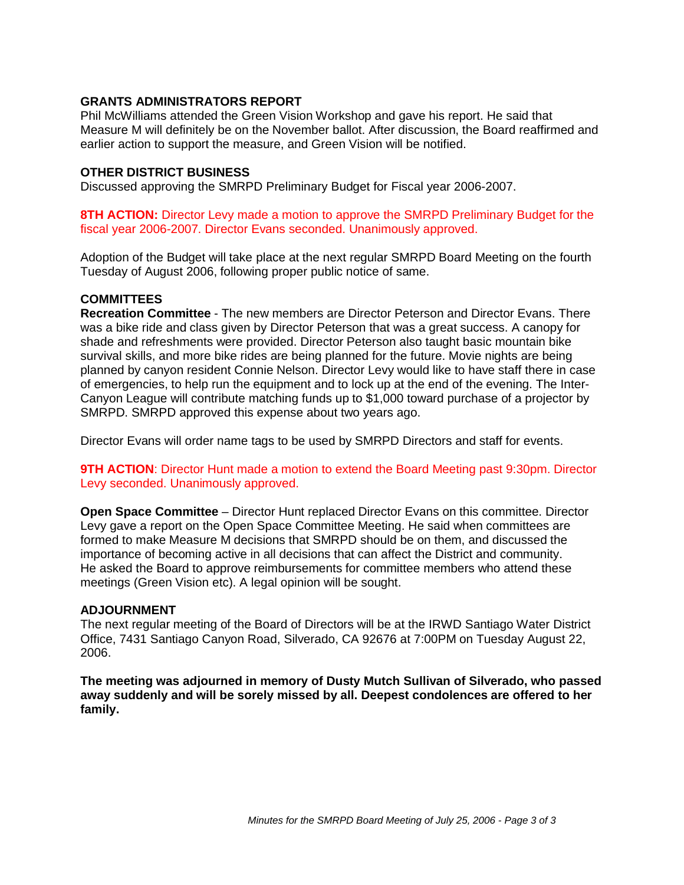## GRANTS ADMINISTRATORS REPORT

Phil McWilliams attended the Green Vision Workshop and gave his report. He said that Measure M will definitely be on the November ballot. After discussion, the Board reaffirmed and earlier action to support the measure, and Green Vision will be notified.

## OTHER DISTRICT BUSINESS

Discussed approving the SMRPD Preliminary Budget for Fiscal year 2006-2007.

**8TH ACTION:** Director Levy made a motion to approve the SMRPD Preliminary Budget for the fiscal year 2006-2007. Director Evans seconded. Unanimously approved.

Adoption of the Budget will take place at the next regular SMRPD Board Meeting on the fourth Tuesday of August 2006, following proper public notice of same.

## COMMITTEES

**Recreation Committee** - The new members are Director Peterson and Director Evans. There was a bike ride and class given by Director Peterson that was a great success. A canopy for shade and refreshments were provided. Director Peterson also taught basic mountain bike survival skills, and more bike rides are being planned for the future. Movie nights are being planned by canyon resident Connie Nelson. Director Levy would like to have staff there in case of emergencies, to help run the equipment and to lock up at the end of the evening. The Inter-Canyon League will contribute matching funds up to $1,000 toward purchase of a projector by SMRPD. SMRPD approved this expense about two years ago.

Director Evans will order name tags to be used by SMRPD Directors and staff for events.

**9TH ACTION**: Director Hunt made a motion to extend the Board Meeting past 9:30pm. Director Levy seconded. Unanimously approved.

**Open Space Committee** – Director Hunt replaced Director Evans on this committee. Director Levy gave a report on the Open Space Committee Meeting. He said when committees are formed to make Measure M decisions that SMRPD should be on them, and discussed the importance of becoming active in all decisions that can affect the District and community. He asked the Board to approve reimbursements for committee members who attend these meetings (Green Vision etc). A legal opinion will be sought.

## ADJOURNMENT

The next regular meeting of the Board of Directors will be at the IRWD Santiago Water District Office, 7431 Santiago Canyon Road, Silverado, CA 92676 at 7:00PM on Tuesday August 22, 2006.

**The meeting was adjourned in memory of Dusty Mutch Sullivan of Silverado, who passed away suddenly and will be sorely missed by all. Deepest condolences are offered to her family.**